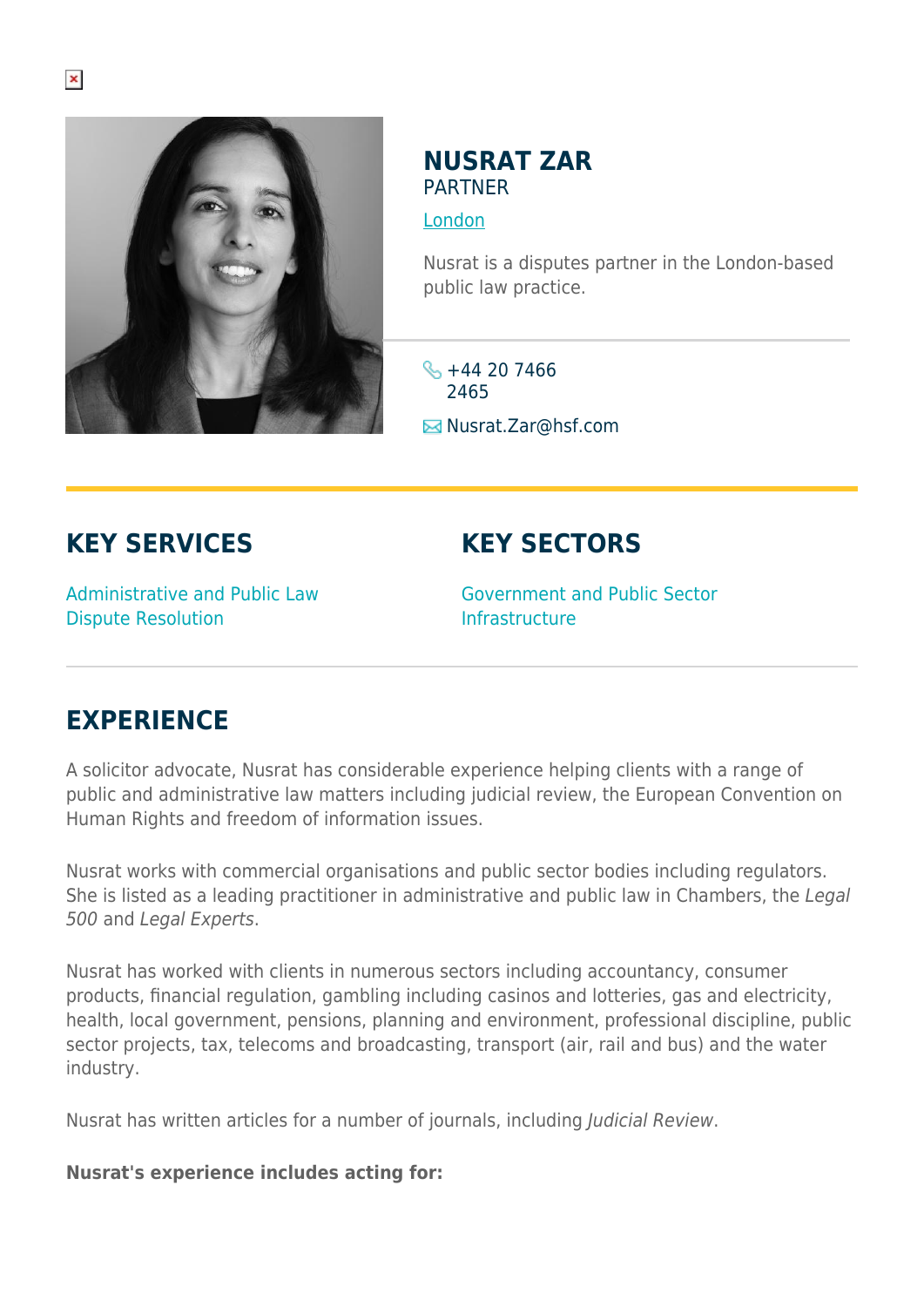# NUSRAT ZAR

PARTNER

London

Nusrat is a disputes partner in the London-based public law practice.

+44 20 7466 2465

Nusrat.Zar@hsf.com

## KEY SERVICES

Administrative and Public Law

Dispute Resolution

## KEY SECTORS

Government and Public Sector

Infrastructure

## EXPERIENCE

A solicitor advocate, Nusrat has considerable experience helping clients with a range of public and administrative law matters including judicial review, the European Convention on Human Rights and freedom of information issues.

Nusrat works with commercial organisations and public sector bodies including regulators. She is listed as a leading practitioner in administrative and public law in Chambers, the *Legal 500* and *Legal Experts*.

Nusrat has worked with clients in numerous sectors including accountancy, consumer products, financial regulation, gambling including casinos and lotteries, gas and electricity, health, local government, pensions, planning and environment, professional discipline, public sector projects, tax, telecoms and broadcasting, transport (air, rail and bus) and the water industry.

Nusrat has written articles for a number of journals, including *Judicial Review*.

**Nusrat's experience includes acting for:**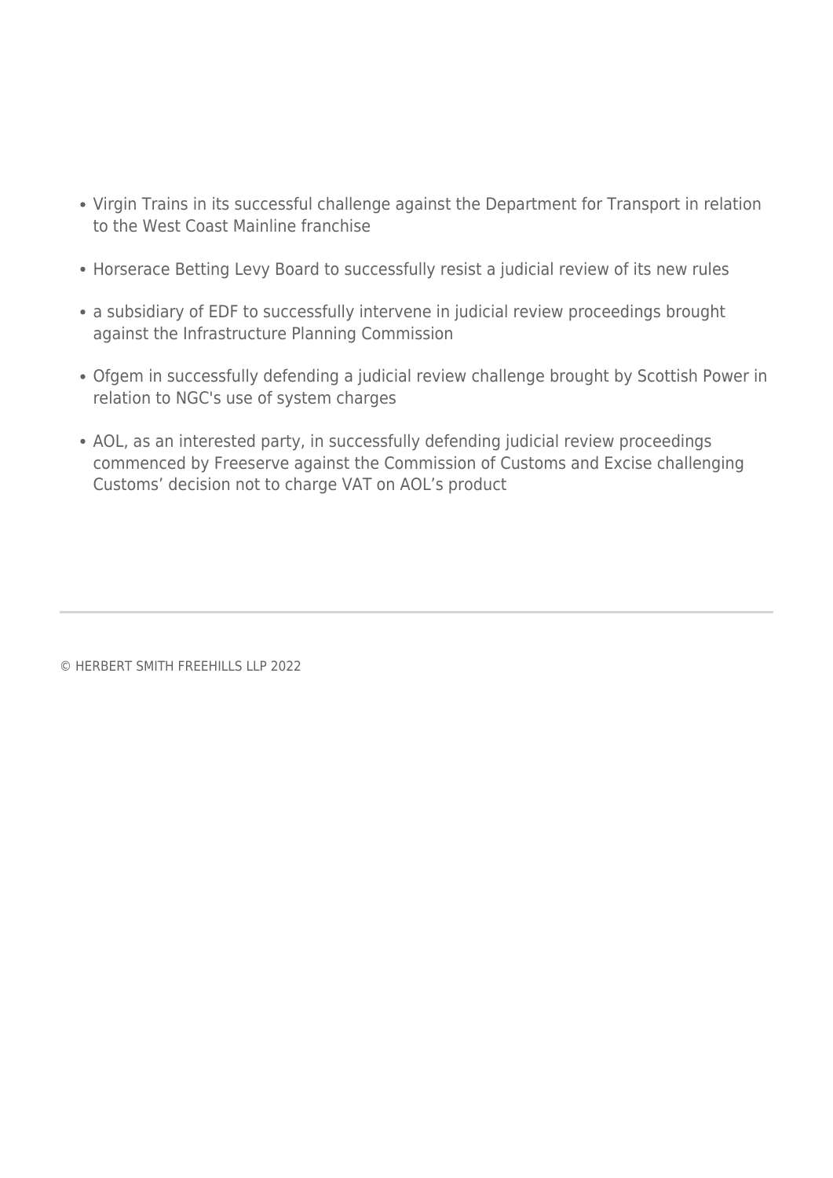- Virgin Trains in its successful challenge against the Department for Transport in relation to the West Coast Mainline franchise
- Horserace Betting Levy Board to successfully resist a judicial review of its new rules
- a subsidiary of EDF to successfully intervene in judicial review proceedings brought against the Infrastructure Planning Commission
- Ofgem in successfully defending a judicial review challenge brought by Scottish Power in relation to NGC's use of system charges
- AOL, as an interested party, in successfully defending judicial review proceedings commenced by Freeserve against the Commission of Customs and Excise challenging Customs' decision not to charge VAT on AOL's product

---

© HERBERT SMITH FREEHILLS LLP 2022